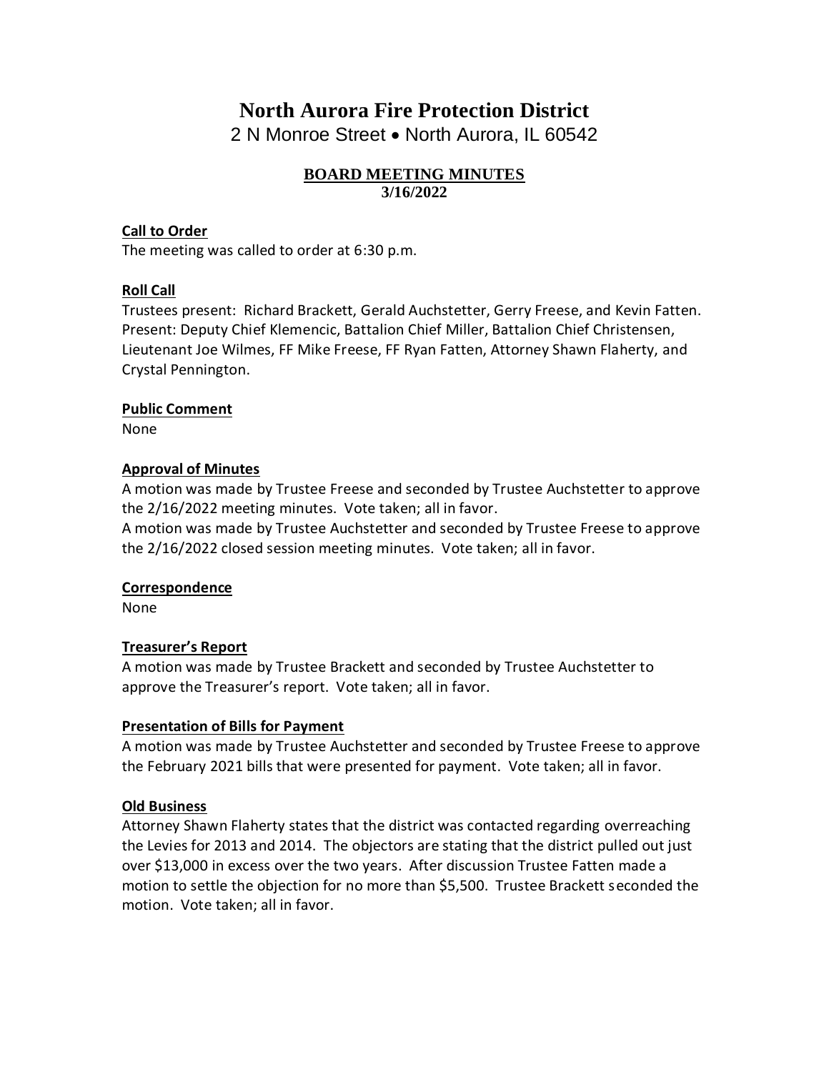# North Aurora Fire Protection District

2 N Monroe Street • North Aurora, IL 60542

## BOARD MEETING MINUTES

**3/16/2022**

### Call to Order

The meeting was called to order at 6:30 p.m.

### Roll Call

Trustees present: Richard Brackett, Gerald Auchstetter, Gerry Freese, and Kevin Fatten. Present: Deputy Chief Klemencic, Battalion Chief Miller, Battalion Chief Christensen, Lieutenant Joe Wilmes, FF Mike Freese, FF Ryan Fatten, Attorney Shawn Flaherty, and Crystal Pennington.

### Public Comment

None

### Approval of Minutes

A motion was made by Trustee Freese and seconded by Trustee Auchstetter to approve the 2/16/2022 meeting minutes. Vote taken; all in favor.

A motion was made by Trustee Auchstetter and seconded by Trustee Freese to approve the 2/16/2022 closed session meeting minutes. Vote taken; all in favor.

### Correspondence

None

### Treasurer's Report

A motion was made by Trustee Brackett and seconded by Trustee Auchstetter to approve the Treasurer's report. Vote taken; all in favor.

### Presentation of Bills for Payment

A motion was made by Trustee Auchstetter and seconded by Trustee Freese to approve the February 2021 bills that were presented for payment. Vote taken; all in favor.

### Old Business

Attorney Shawn Flaherty states that the district was contacted regarding overreaching the Levies for 2013 and 2014. The objectors are stating that the district pulled out just over $13,000 in excess over the two years. After discussion Trustee Fatten made a motion to settle the objection for no more than $5,500. Trustee Brackett seconded the motion. Vote taken; all in favor.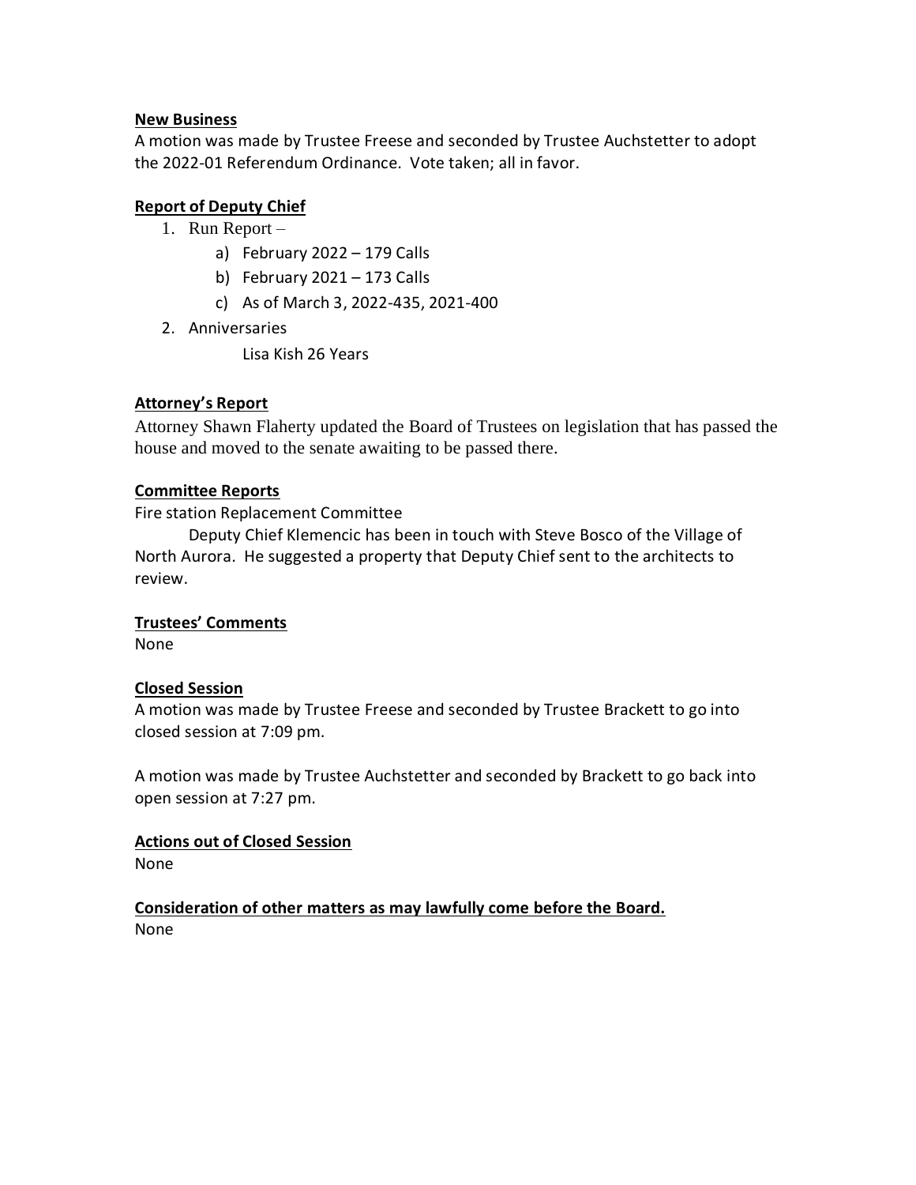**New Business**

A motion was made by Trustee Freese and seconded by Trustee Auchstetter to adopt the 2022-01 Referendum Ordinance. Vote taken; all in favor.

**Report of Deputy Chief**

1. Run Report –
   a) February 2022 – 179 Calls
   b) February 2021 – 173 Calls
   c) As of March 3, 2022-435, 2021-400
2. Anniversaries

   Lisa Kish 26 Years

**Attorney's Report**

Attorney Shawn Flaherty updated the Board of Trustees on legislation that has passed the house and moved to the senate awaiting to be passed there.

**Committee Reports**

Fire station Replacement Committee

Deputy Chief Klemencic has been in touch with Steve Bosco of the Village of North Aurora. He suggested a property that Deputy Chief sent to the architects to review.

**Trustees' Comments**

None

**Closed Session**

A motion was made by Trustee Freese and seconded by Trustee Brackett to go into closed session at 7:09 pm.

A motion was made by Trustee Auchstetter and seconded by Brackett to go back into open session at 7:27 pm.

**Actions out of Closed Session**

None

**Consideration of other matters as may lawfully come before the Board.**

None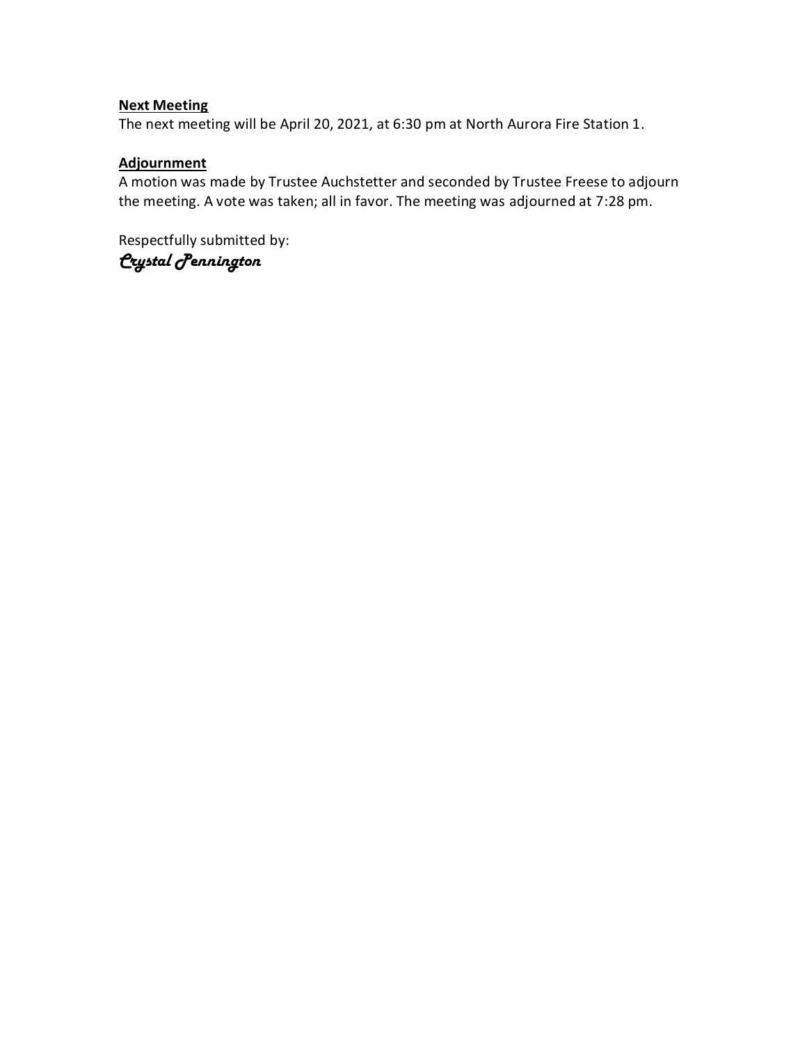**Next Meeting**
The next meeting will be April 20, 2021, at 6:30 pm at North Aurora Fire Station 1.

**Adjournment**
A motion was made by Trustee Auchstetter and seconded by Trustee Freese to adjourn the meeting. A vote was taken; all in favor. The meeting was adjourned at 7:28 pm.

Respectfully submitted by:
*Crystal Pennington*